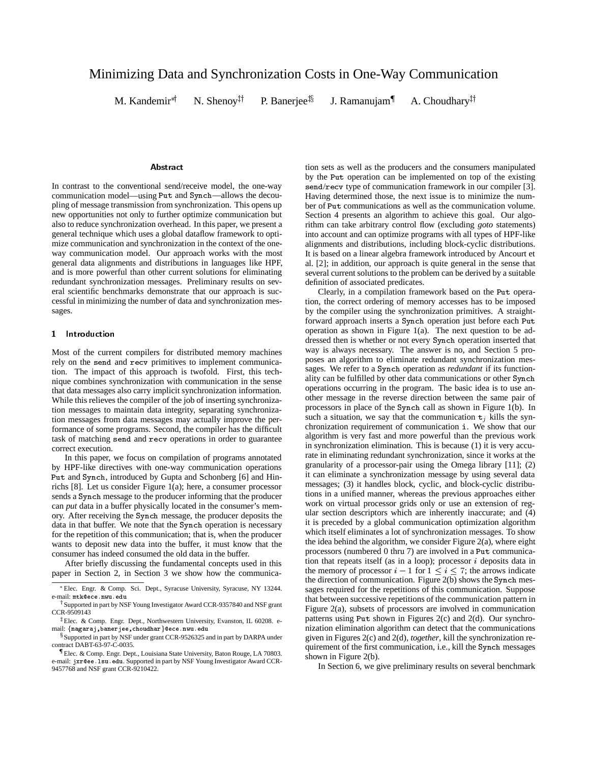# Minimizing Data and Synchronization Costs in One-Way Communication

M. Kandemir[*][†] N. Shenoy[‡][†] P. Banerjee[‡][§] J. Ramanujam[¶] A. Choudhary[‡][†]

### Abstract

In contrast to the conventional send/receive model, the one-way communication model—using Put and Synch—allows the decoupling of message transmission from synchronization. This opens up new opportunities not only to further optimize communication but also to reduce synchronization overhead. In this paper, we present a general technique which uses a global dataflow framework to optimize communication and synchronization in the context of the one-way communication model. Our approach works with the most general data alignments and distributions in languages like HPF, and is more powerful than other current solutions for eliminating redundant synchronization messages. Preliminary results on several scientific benchmarks demonstrate that our approach is successful in minimizing the number of data and synchronization messages.

## 1 Introduction

Most of the current compilers for distributed memory machines rely on the send and recv primitives to implement communication. The impact of this approach is twofold. First, this technique combines synchronization with communication in the sense that data messages also carry implicit synchronization information. While this relieves the compiler of the job of inserting synchronization messages to maintain data integrity, separating synchronization messages from data messages may actually improve the performance of some programs. Second, the compiler has the difficult task of matching send and recv operations in order to guarantee correct execution.

In this paper, we focus on compilation of programs annotated by HPF-like directives with one-way communication operations Put and Synch, introduced by Gupta and Schonberg [6] and Hinrichs [8]. Let us consider Figure 1(a); here, a consumer processor sends a Synch message to the producer informing that the producer can *put* data in a buffer physically located in the consumer's memory. After receiving the Synch message, the producer deposits the data in that buffer. We note that the Synch operation is necessary for the repetition of this communication; that is, when the producer wants to deposit new data into the buffer, it must know that the consumer has indeed consumed the old data in the buffer.

After briefly discussing the fundamental concepts used in this paper in Section 2, in Section 3 we show how the communication sets as well as the producers and the consumers manipulated by the Put operation can be implemented on top of the existing send/recv type of communication framework in our compiler [3]. Having determined those, the next issue is to minimize the number of Put communications as well as the communication volume. Section 4 presents an algorithm to achieve this goal. Our algorithm can take arbitrary control flow (excluding *goto* statements) into account and can optimize programs with all types of HPF-like alignments and distributions, including block-cyclic distributions. It is based on a linear algebra framework introduced by Ancourt et al. [2]; in addition, our approach is quite general in the sense that several current solutions to the problem can be derived by a suitable definition of associated predicates.

Clearly, in a compilation framework based on the Put operation, the correct ordering of memory accesses has to be imposed by the compiler using the synchronization primitives. A straightforward approach inserts a Synch operation just before each Put operation as shown in Figure 1(a). The next question to be addressed then is whether or not every Synch operation inserted that way is always necessary. The answer is no, and Section 5 proposes an algorithm to eliminate redundant synchronization messages. We refer to a Synch operation as *redundant* if its functionality can be fulfilled by other data communications or other Synch operations occurring in the program. The basic idea is to use another message in the reverse direction between the same pair of processors in place of the Synch call as shown in Figure 1(b). In such a situation, we say that the communication $\mathtt{t}_j$ kills the synchronization requirement of communication $\mathtt{i}$. We show that our algorithm is very fast and more powerful than the previous work in synchronization elimination. This is because (1) it is very accurate in eliminating redundant synchronization, since it works at the granularity of a processor-pair using the Omega library [11]; (2) it can eliminate a synchronization message by using several data messages; (3) it handles block, cyclic, and block-cyclic distributions in a unified manner, whereas the previous approaches either work on virtual processor grids only or use an extension of regular section descriptors which are inherently inaccurate; and (4) it is preceded by a global communication optimization algorithm which itself eliminates a lot of synchronization messages. To show the idea behind the algorithm, we consider Figure 2(a), where eight processors (numbered 0 thru 7) are involved in a Put communication that repeats itself (as in a loop); processor $i$ deposits data in the memory of processor $i-1$ for $1 \leq i \leq 7$; the arrows indicate the direction of communication. Figure 2(b) shows the Synch messages required for the repetitions of this communication. Suppose that between successive repetitions of the communication pattern in Figure 2(a), subsets of processors are involved in communication patterns using Put shown in Figures 2(c) and 2(d). Our synchronization elimination algorithm can detect that the communications given in Figures 2(c) and 2(d), *together*, kill the synchronization requirement of the first communication, i.e., kill the Synch messages shown in Figure 2(b).

In Section 6, we give preliminary results on several benchmark

---

[*] Elec. Engr. & Comp. Sci. Dept., Syracuse University, Syracuse, NY 13244. e-mail: mtk@ece.nwu.edu

[†] Supported in part by NSF Young Investigator Award CCR-9357840 and NSF grant CCR-9509143

[‡] Elec. & Comp. Engr. Dept., Northwestern University, Evanston, IL 60208. e-mail: {nagaraj,banerjee,choudhar}@ece.nwu.edu

[§] Supported in part by NSF under grant CCR-9526325 and in part by DARPA under contract DABT-63-97-C-0035.

[¶] Elec. & Comp. Engr. Dept., Louisiana State University, Baton Rouge, LA 70803. e-mail: jxr@ee.lsu.edu. Supported in part by NSF Young Investigator Award CCR-9457768 and NSF grant CCR-9210422.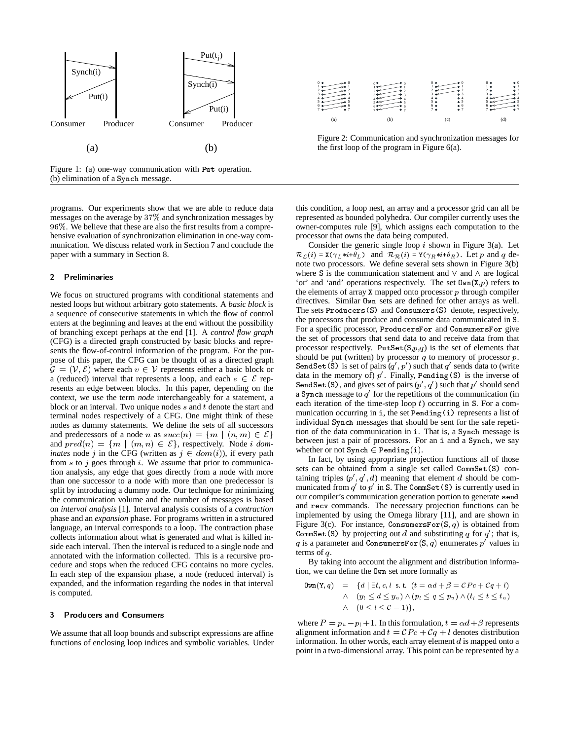Figure 1: (a) one-way communication with Put operation. (b) elimination of a Synch message.

Figure 2: Communication and synchronization messages for the first loop of the program in Figure 6(a).

programs. Our experiments show that we are able to reduce data messages on the average by 37% and synchronization messages by 96%. We believe that these are also the first results from a comprehensive evaluation of synchronization elimination in one-way communication. We discuss related work in Section 7 and conclude the paper with a summary in Section 8.

## 2 Preliminaries

We focus on structured programs with conditional statements and nested loops but without arbitrary goto statements. A *basic block* is a sequence of consecutive statements in which the flow of control enters at the beginning and leaves at the end without the possibility of branching except perhaps at the end [1]. A *control flow graph* (CFG) is a directed graph constructed by basic blocks and represents the flow-of-control information of the program. For the purpose of this paper, the CFG can be thought of as a directed graph $\mathcal{G} = (\mathcal{V}, \mathcal{E})$ where each $v \in \mathcal{V}$ represents either a basic block or a (reduced) interval that represents a loop, and each $e \in \mathcal{E}$ represents an edge between blocks. In this paper, depending on the context, we use the term *node* interchangeably for a statement, a block or an interval. Two unique nodes $s$ and $t$ denote the start and terminal nodes respectively of a CFG. One might think of these nodes as dummy statements. We define the sets of all successors and predecessors of a node $n$ as $succ(n) = \{m \mid (n,m) \in \mathcal{E}\}$ and $pred(n) = \{m \mid (m,n) \in \mathcal{E}\}$, respectively. Node $i$ *dominates* node $j$ in the CFG (written as $j \in dom(i)$), if every path from $s$ to $j$ goes through $i$. We assume that prior to communication analysis, any edge that goes directly from a node with more than one successor to a node with more than one predecessor is split by introducing a dummy node. Our technique for minimizing the communication volume and the number of messages is based on *interval analysis* [1]. Interval analysis consists of a *contraction* phase and an *expansion* phase. For programs written in a structured language, an interval corresponds to a loop. The contraction phase collects information about what is generated and what is killed inside each interval. Then the interval is reduced to a single node and annotated with the information collected. This is a recursive procedure and stops when the reduced CFG contains no more cycles. In each step of the expansion phase, a node (reduced interval) is expanded, and the information regarding the nodes in that interval is computed.

## 3 Producers and Consumers

We assume that all loop bounds and subscript expressions are affine functions of enclosing loop indices and symbolic variables. Under this condition, a loop nest, an array and a processor grid can all be represented as bounded polyhedra. Our compiler currently uses the owner-computes rule [9], which assigns each computation to the processor that owns the data being computed.

Consider the generic single loop $i$ shown in Figure 3(a). Let $\mathcal{R}_{\mathcal{L}}(i)$ = X($\gamma_L$*$i$+$\theta_L$) and $\mathcal{R}_{\mathcal{R}}(i)$ = Y($\gamma_R$*$i$+$\theta_R$). Let $p$ and $q$ denote two processors. We define several sets shown in Figure 3(b) where S is the communication statement and $\vee$ and $\wedge$ are logical 'or' and 'and' operations respectively. The set Own(X,$p$) refers to the elements of array X mapped onto processor $p$ through compiler directives. Similar Own sets are defined for other arrays as well. The sets Producers(S) and Consumers(S) denote, respectively, the processors that produce and consume data communicated in S. For a specific processor, ProducersFor and ConsumersFor give the set of processors that send data to and receive data from that processor respectively. PutSet(S,$p$,$q$) is the set of elements that should be put (written) by processor $q$ to memory of processor $p$. SendSet(S) is set of pairs $(q', p')$ such that $q'$ sends data to (write data in the memory of) $p'$. Finally, Pending(S) is the inverse of SendSet(S), and gives set of pairs $(p', q')$ such that $p'$ should send a Synch message to $q'$ for the repetitions of the communication (in each iteration of the time-step loop $t$) occurring in S. For a communication occurring in i, the set Pending(i) represents a list of individual Synch messages that should be sent for the safe repetition of the data communication in i. That is, a Synch message is between just a pair of processors. For an i and a Synch, we say whether or not Synch $\in$ Pending(i).

In fact, by using appropriate projection functions all of those sets can be obtained from a single set called CommSet(S) containing triples $(p', q', d)$ meaning that element $d$ should be communicated from $q'$ to $p'$ in S. The CommSet(S) is currently used in our compiler's communication generation portion to generate send and recv commands. The necessary projection functions can be implemented by using the Omega library [11], and are shown in Figure 3(c). For instance, ConsumersFor(S, $q$) is obtained from CommSet(S) by projecting out $d$ and substituting $q$ for $q'$; that is, $q$ is a parameter and ConsumersFor(S, $q$) enumerates $p'$ values in terms of $q$.

By taking into account the alignment and distribution information, we can define the Own set more formally as

$$\begin{aligned}
\texttt{Own}(\texttt{Y}, q) \quad = \quad & \{d \mid \exists t, c, l \text{ s. t. } (t = \alpha d + \beta = \mathcal{C}Pc + \mathcal{C}q + l) \\
& \wedge \quad (y_l \leq d \leq y_u) \wedge (p_l \leq q \leq p_u) \wedge (t_l \leq t \leq t_u) \\
& \wedge \quad (0 \leq l \leq \mathcal{C} - 1)\},
\end{aligned}$$

where $P = p_u - p_l + 1$. In this formulation, $t = \alpha d + \beta$ represents alignment information and $t = \mathcal{C}Pc + \mathcal{C}q + l$ denotes distribution information. In other words, each array element $d$ is mapped onto a point in a two-dimensional array. This point can be represented by a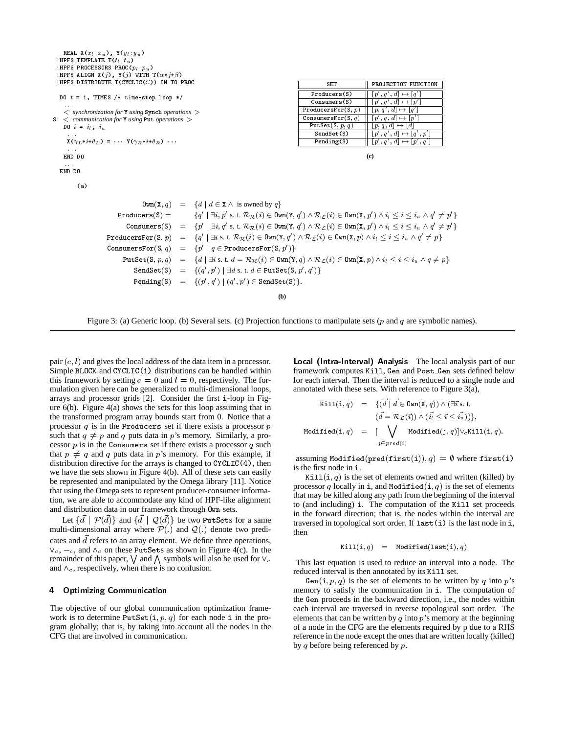```
  REAL X(x_l:x_u), Y(y_l:y_u)
!HPF$ TEMPLATE T(t_l:t_u)
!HPF$ PROCESSORS PROC(p_l:p_u)
!HPF$ ALIGN X(j), Y(j) WITH T(α*j+β)
!HPF$ DISTRIBUTE T(CYCLIC(C)) ON TO PROC

 DO t = 1, TIMES /* time-step loop */
   ...
   < synchronization for Y using Synch operations >
S: < communication for Y using Put operations >
   DO i = i_l, i_u
    ...
    X(γ_L*i+θ_L) = ... Y(γ_R*i+θ_R) ...
    ...
   END DO
   ...
 END DO
```

(a)

| SET | PROJECTION FUNCTION |
|---|---|
| Producers(S) | $[p', q', d] \mapsto [q']$ |
| Consumers(S) | $[p', q', d] \mapsto [p']$ |
| ProducersFor(S, $p$) | $[p, q', d] \mapsto [q']$ |
| ConsumersFor(S, $q$) | $[p', q, d] \mapsto [p']$ |
| PutSet(S, $p$, $q$) | $[p, q, d] \mapsto [d]$ |
| SendSet(S) | $[p', q', d] \mapsto [q', p']$ |
| Pending(S) | $[p', q', d] \mapsto [p', q']$ |

(c)

$$
\begin{aligned}
\texttt{Own}(\texttt{X}, q) &= \{d \mid d \in \texttt{X} \wedge \text{ is owned by } q\} \\
\texttt{Producers}(\texttt{S}) &= \{q' \mid \exists i, p' \text{ s. t. } \mathcal{R}_{\mathcal{R}}(i) \in \texttt{Own}(\texttt{Y}, q') \wedge \mathcal{R}_{\mathcal{L}}(i) \in \texttt{Own}(\texttt{X}, p') \wedge i_l \le i \le i_u \wedge q' \ne p'\} \\
\texttt{Consumers}(\texttt{S}) &= \{p' \mid \exists i, q' \text{ s. t. } \mathcal{R}_{\mathcal{R}}(i) \in \texttt{Own}(\texttt{Y}, q') \wedge \mathcal{R}_{\mathcal{L}}(i) \in \texttt{Own}(\texttt{X}, p') \wedge i_l \le i \le i_u \wedge q' \ne p'\} \\
\texttt{ProducersFor}(\texttt{S}, p) &= \{q' \mid \exists i \text{ s. t. } \mathcal{R}_{\mathcal{R}}(i) \in \texttt{Own}(\texttt{Y}, q') \wedge \mathcal{R}_{\mathcal{L}}(i) \in \texttt{Own}(\texttt{X}, p) \wedge i_l \le i \le i_u \wedge q' \ne p\} \\
\texttt{ConsumersFor}(\texttt{S}, q) &= \{p' \mid q \in \texttt{ProducersFor}(\texttt{S}, p')\} \\
\texttt{PutSet}(\texttt{S}, p, q) &= \{d \mid \exists i \text{ s. t. } d = \mathcal{R}_{\mathcal{R}}(i) \in \texttt{Own}(\texttt{Y}, q) \wedge \mathcal{R}_{\mathcal{L}}(i) \in \texttt{Own}(\texttt{X}, p) \wedge i_l \le i \le i_u \wedge q \ne p\} \\
\texttt{SendSet}(\texttt{S}) &= \{(q', p') \mid \exists d \text{ s. t. } d \in \texttt{PutSet}(\texttt{S}, p', q')\} \\
\texttt{Pending}(\texttt{S}) &= \{(p', q') \mid (q', p') \in \texttt{SendSet}(\texttt{S})\}.
\end{aligned}
$$

(b)

Figure 3: (a) Generic loop. (b) Several sets. (c) Projection functions to manipulate sets ($p$ and $q$ are symbolic names).

pair $(c, l)$ and gives the local address of the data item in a processor. Simple BLOCK and CYCLIC(1) distributions can be handled within this framework by setting $c = 0$ and $l = 0$, respectively. The formulation given here can be generalized to multi-dimensional loops, arrays and processor grids [2]. Consider the first i-loop in Figure 6(b). Figure 4(a) shows the sets for this loop assuming that in the transformed program array bounds start from 0. Notice that a processor $q$ is in the Producers set if there exists a processor $p$ such that $q \ne p$ and $q$ puts data in $p$'s memory. Similarly, a processor $p$ is in the Consumers set if there exists a processor $q$ such that $p \ne q$ and $q$ puts data in $p$'s memory. For this example, if distribution directive for the arrays is changed to CYCLIC(4), then we have the sets shown in Figure 4(b). All of these sets can easily be represented and manipulated by the Omega library [11]. Notice that using the Omega sets to represent producer-consumer information, we are able to accommodate any kind of HPF-like alignment and distribution data in our framework through Own sets.

Let $\{\vec{d} \mid \mathcal{P}(\vec{d})\}$ and $\{\vec{d} \mid \mathcal{Q}(\vec{d})\}$ be two PutSets for a same multi-dimensional array where $\mathcal{P}(.)$ and $\mathcal{Q}(.)$ denote two predicates and $\vec{d}$ refers to an array element. We define three operations, $\vee_c$, $-_c$, and $\wedge_c$ on these PutSets as shown in Figure 4(c). In the remainder of this paper, $\bigvee$ and $\bigwedge$ symbols will also be used for $\vee_c$ and $\wedge_c$, respectively, when there is no confusion.

## 4 Optimizing Communication

The objective of our global communication optimization framework is to determine PutSet$(\texttt{i}, p, q)$ for each node i in the program globally; that is, by taking into account all the nodes in the CFG that are involved in communication.

**Local (Intra-Interval) Analysis** The local analysis part of our framework computes Kill, Gen and Post_Gen sets defined below for each interval. Then the interval is reduced to a single node and annotated with these sets. With reference to Figure 3(a),

$$
\begin{aligned}
\texttt{Kill}(\texttt{i}, q) &= \{(\vec{d} \mid \vec{d} \in \texttt{Own}(\texttt{X}, q)) \wedge (\exists \vec{\imath} \text{ s. t.} \\
&\qquad (\vec{d} = \mathcal{R}_{\mathcal{L}}(\vec{\imath})) \wedge (\vec{i_l} \le \vec{\imath} \le \vec{i_u}))\}, \\
\texttt{Modified}(\texttt{i}, q) &= [\bigvee_{j \in pred(i)} \texttt{Modified}(\texttt{j}, q)] \vee_c \texttt{Kill}(\texttt{i}, q).
\end{aligned}
$$

assuming $\texttt{Modified}(\texttt{pred}(\texttt{first}(\texttt{i})), q) = \emptyset$ where first(i) is the first node in i.

Kill$(\texttt{i}, q)$ is the set of elements owned and written (killed) by processor $q$ locally in i, and Modified$(\texttt{i}, q)$ is the set of elements that may be killed along any path from the beginning of the interval to (and including) i. The computation of the Kill set proceeds in the forward direction; that is, the nodes within the interval are traversed in topological sort order. If last(i) is the last node in i, then

$$
\texttt{Kill}(\texttt{i}, q) = \texttt{Modified}(\texttt{last}(\texttt{i}), q)
$$

This last equation is used to reduce an interval into a node. The reduced interval is then annotated by its Kill set.

Gen$(\texttt{i}, p, q)$ is the set of elements to be written by $q$ into $p$'s memory to satisfy the communication in i. The computation of the Gen proceeds in the backward direction, i.e., the nodes within each interval are traversed in reverse topological sort order. The elements that can be written by $q$ into $p$'s memory at the beginning of a node in the CFG are the elements required by p due to a RHS reference in the node except the ones that are written locally (killed) by $q$ before being referenced by $p$.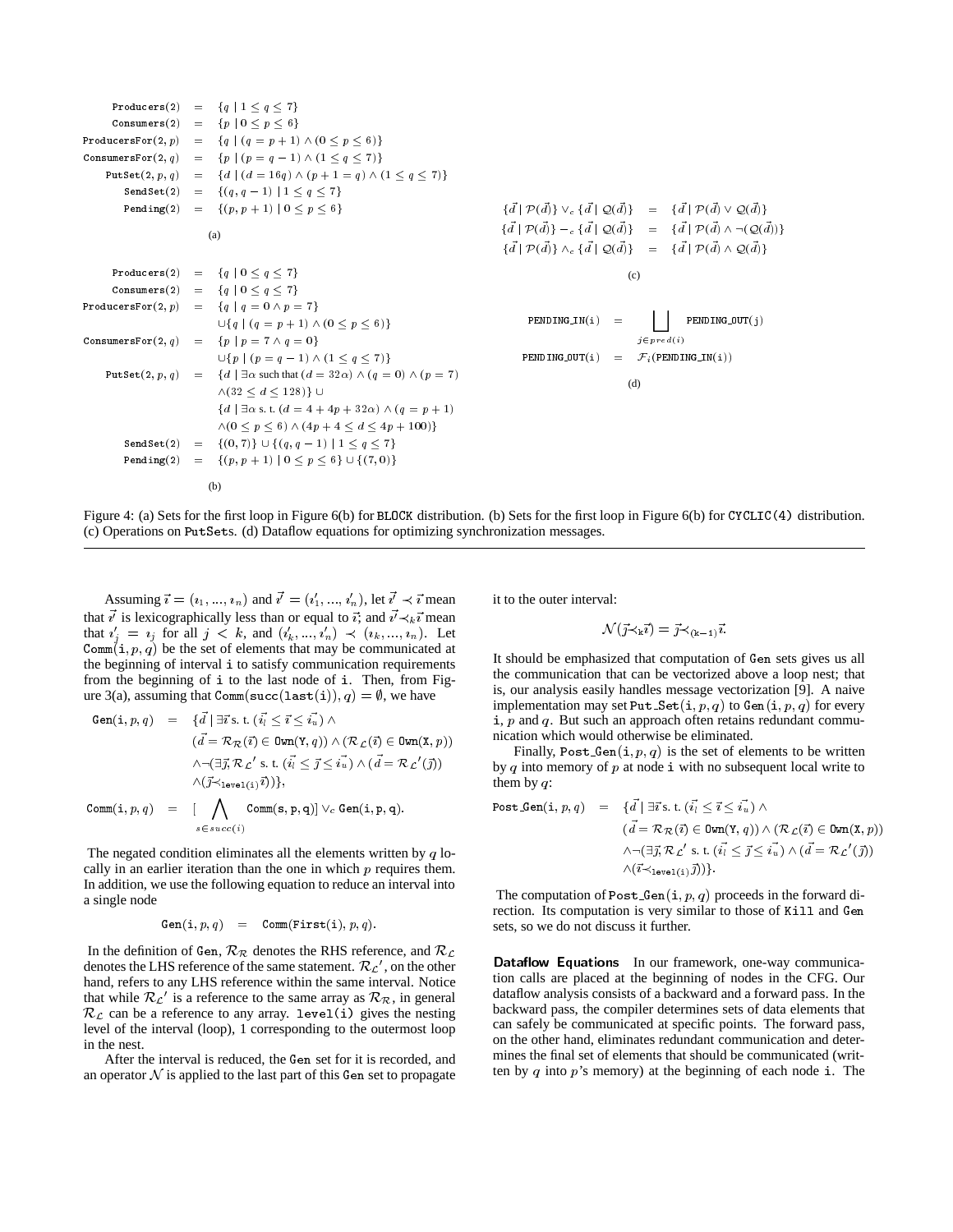$$
\begin{aligned}
\texttt{Producers(2)} &= \{q \mid 1 \le q \le 7\} \\
\texttt{Consumers(2)} &= \{p \mid 0 \le p \le 6\} \\
\texttt{ProducersFor}(2,p) &= \{q \mid (q = p+1) \wedge (0 \le p \le 6)\} \\
\texttt{ConsumersFor}(2,q) &= \{p \mid (p = q-1) \wedge (1 \le q \le 7)\} \\
\texttt{PutSet}(2,p,q) &= \{d \mid (d = 16q) \wedge (p+1 = q) \wedge (1 \le q \le 7)\} \\
\texttt{SendSet(2)} &= \{(q, q-1) \mid 1 \le q \le 7\} \\
\texttt{Pending(2)} &= \{(p, p+1) \mid 0 \le p \le 6\}
\end{aligned}
$$

(a)

$$
\begin{aligned}
\texttt{Producers(2)} &= \{q \mid 0 \le q \le 7\} \\
\texttt{Consumers(2)} &= \{q \mid 0 \le q \le 7\} \\
\texttt{ProducersFor}(2,p) &= \{q \mid q = 0 \wedge p = 7\} \\
&\quad \cup \{q \mid (q = p+1) \wedge (0 \le p \le 6)\} \\
\texttt{ConsumersFor}(2,q) &= \{p \mid p = 7 \wedge q = 0\} \\
&\quad \cup \{p \mid (p = q-1) \wedge (1 \le q \le 7)\} \\
\texttt{PutSet}(2,p,q) &= \{d \mid \exists \alpha \text{ such that } (d = 32\alpha) \wedge (q = 0) \wedge (p = 7) \\
&\quad \wedge (32 \le d \le 128)\} \cup \\
&\quad \{d \mid \exists \alpha \text{ s. t. } (d = 4 + 4p + 32\alpha) \wedge (q = p+1) \\
&\quad \wedge (0 \le p \le 6) \wedge (4p + 4 \le d \le 4p + 100)\} \\
\texttt{SendSet(2)} &= \{(0,7)\} \cup \{(q, q-1) \mid 1 \le q \le 7\} \\
\texttt{Pending(2)} &= \{(p, p+1) \mid 0 \le p \le 6\} \cup \{(7,0)\}
\end{aligned}
$$

(b)

$$
\begin{aligned}
\{\vec{d} \mid \mathcal{P}(\vec{d})\} \vee_c \{\vec{d} \mid \mathcal{Q}(\vec{d})\} &= \{\vec{d} \mid \mathcal{P}(\vec{d}) \vee \mathcal{Q}(\vec{d})\} \\
\{\vec{d} \mid \mathcal{P}(\vec{d})\} -_c \{\vec{d} \mid \mathcal{Q}(\vec{d})\} &= \{\vec{d} \mid \mathcal{P}(\vec{d}) \wedge \neg(\mathcal{Q}(\vec{d}))\} \\
\{\vec{d} \mid \mathcal{P}(\vec{d})\} \wedge_c \{\vec{d} \mid \mathcal{Q}(\vec{d})\} &= \{\vec{d} \mid \mathcal{P}(\vec{d}) \wedge \mathcal{Q}(\vec{d})\}
\end{aligned}
$$

(c)

$$
\begin{aligned}
\texttt{PENDING\_IN(i)} &= \bigsqcup_{j \in pred(i)} \texttt{PENDING\_OUT(j)} \\
\texttt{PENDING\_OUT(i)} &= \mathcal{F}_i(\texttt{PENDING\_IN(i)})
\end{aligned}
$$

(d)

Figure 4: (a) Sets for the first loop in Figure 6(b) for BLOCK distribution. (b) Sets for the first loop in Figure 6(b) for CYCLIC(4) distribution. (c) Operations on PutSets. (d) Dataflow equations for optimizing synchronization messages.

Assuming $\vec{\imath} = (\imath_1, ..., \imath_n)$ and $\vec{\imath'} = (\imath'_1, ..., \imath'_n)$, let $\vec{\imath'} \prec \vec{\imath}$ mean that $\vec{\imath'}$ is lexicographically less than or equal to $\vec{\imath}$; and $\vec{\imath'} \prec_k \vec{\imath}$ mean that $\imath'_j = \imath_j$ for all $j < k$, and $(\imath'_k, ..., \imath'_n) \prec (\imath_k, ..., \imath_n)$. Let $\texttt{Comm}(\texttt{i}, p, q)$ be the set of elements that may be communicated at the beginning of interval i to satisfy communication requirements from the beginning of i to the last node of i. Then, from Figure 3(a), assuming that $\texttt{Comm}(\texttt{succ}(\texttt{last}(\texttt{i})), q) = \emptyset$, we have

$$
\begin{aligned}
\texttt{Gen}(\texttt{i}, p, q) &= \{\vec{d} \mid \exists \vec{\imath} \text{ s. t. } (\vec{i_l} \le \vec{\imath} \le \vec{i_u}) \wedge \\
&\quad (\vec{d} = \mathcal{R}_{\mathcal{R}}(\vec{\imath}) \in \texttt{Own}(\texttt{Y}, q)) \wedge (\mathcal{R}_{\mathcal{L}}(\vec{\imath}) \in \texttt{Own}(\texttt{X}, p)) \\
&\quad \wedge \neg(\exists \vec{\jmath}, \mathcal{R}_{\mathcal{L}}' \text{ s. t. } (\vec{i_l} \le \vec{\jmath} \le \vec{i_u}) \wedge (\vec{d} = \mathcal{R}_{\mathcal{L}}'(\vec{\jmath})) \\
&\quad \wedge (\vec{\jmath} \prec_{\texttt{level(i)}} \vec{\imath}))\}, \\
\texttt{Comm}(\texttt{i}, p, q) &= [\bigwedge_{s \in succ(i)} \texttt{Comm}(\texttt{s}, \texttt{p}, \texttt{q})] \vee_c \texttt{Gen}(\texttt{i}, \texttt{p}, \texttt{q}).
\end{aligned}
$$

The negated condition eliminates all the elements written by $q$ locally in an earlier iteration than the one in which $p$ requires them. In addition, we use the following equation to reduce an interval into a single node

$$
\texttt{Gen}(\texttt{i}, p, q) = \texttt{Comm}(\texttt{First}(\texttt{i}), p, q).
$$

In the definition of Gen, $\mathcal{R}_{\mathcal{R}}$ denotes the RHS reference, and $\mathcal{R}_{\mathcal{L}}$ denotes the LHS reference of the same statement. $\mathcal{R}_{\mathcal{L}}'$, on the other hand, refers to any LHS reference within the same interval. Notice that while $\mathcal{R}_{\mathcal{L}}'$ is a reference to the same array as $\mathcal{R}_{\mathcal{R}}$, in general $\mathcal{R}_{\mathcal{L}}$ can be a reference to any array. level(i) gives the nesting level of the interval (loop), 1 corresponding to the outermost loop in the nest.

After the interval is reduced, the Gen set for it is recorded, and an operator $\mathcal{N}$ is applied to the last part of this Gen set to propagate it to the outer interval:

$$
\mathcal{N}(\vec{\jmath} \prec_k \vec{\imath}) = \vec{\jmath} \prec_{(k-1)} \vec{\imath}.
$$

It should be emphasized that computation of Gen sets gives us all the communication that can be vectorized above a loop nest; that is, our analysis easily handles message vectorization [9]. A naive implementation may set $\texttt{Put\_Set}(\texttt{i}, p, q)$ to $\texttt{Gen}(\texttt{i}, p, q)$ for every i, $p$ and $q$. But such an approach often retains redundant communication which would otherwise be eliminated.

Finally, $\texttt{Post\_Gen}(\texttt{i}, p, q)$ is the set of elements to be written by $q$ into memory of $p$ at node i with no subsequent local write to them by $q$:

$$
\begin{aligned}
\texttt{Post\_Gen}(\texttt{i}, p, q) &= \{\vec{d} \mid \exists \vec{\imath} \text{ s. t. } (\vec{i_l} \le \vec{\imath} \le \vec{i_u}) \wedge \\
&\quad (\vec{d} = \mathcal{R}_{\mathcal{R}}(\vec{\imath}) \in \texttt{Own}(\texttt{Y}, q)) \wedge (\mathcal{R}_{\mathcal{L}}(\vec{\imath}) \in \texttt{Own}(\texttt{X}, p)) \\
&\quad \wedge \neg(\exists \vec{\jmath}, \mathcal{R}_{\mathcal{L}}' \text{ s. t. } (\vec{i_l} \le \vec{\jmath} \le \vec{i_u}) \wedge (\vec{d} = \mathcal{R}_{\mathcal{L}}'(\vec{\jmath})) \\
&\quad \wedge (\vec{\imath} \prec_{\texttt{level(i)}} \vec{\jmath}))\}.
\end{aligned}
$$

The computation of $\texttt{Post\_Gen}(\texttt{i}, p, q)$ proceeds in the forward direction. Its computation is very similar to those of Kill and Gen sets, so we do not discuss it further.

**Dataflow Equations** In our framework, one-way communication calls are placed at the beginning of nodes in the CFG. Our dataflow analysis consists of a backward and a forward pass. In the backward pass, the compiler determines sets of data elements that can safely be communicated at specific points. The forward pass, on the other hand, eliminates redundant communication and determines the final set of elements that should be communicated (written by $q$ into $p$'s memory) at the beginning of each node i. The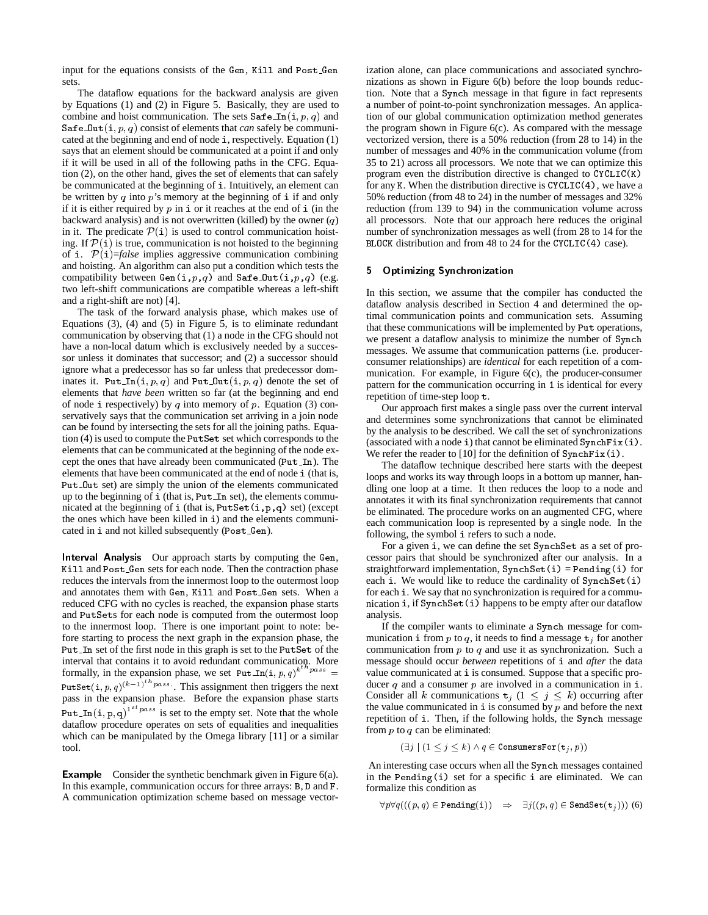input for the equations consists of the Gen, Kill and Post_Gen sets.

The dataflow equations for the backward analysis are given by Equations (1) and (2) in Figure 5. Basically, they are used to combine and hoist communication. The sets $\texttt{Safe\_In}(\texttt{i}, p, q)$ and $\texttt{Safe\_Out}(\texttt{i}, p, q)$ consist of elements that *can* safely be communicated at the beginning and end of node i, respectively. Equation (1) says that an element should be communicated at a point if and only if it will be used in all of the following paths in the CFG. Equation (2), on the other hand, gives the set of elements that can safely be communicated at the beginning of i. Intuitively, an element can be written by $q$ into $p$'s memory at the beginning of i if and only if it is either required by $p$ in i or it reaches at the end of i (in the backward analysis) and is not overwritten (killed) by the owner ($q$) in it. The predicate $\mathcal{P}(\texttt{i})$ is used to control communication hoisting. If $\mathcal{P}(\texttt{i})$ is true, communication is not hoisted to the beginning of i. $\mathcal{P}(\texttt{i})$=*false* implies aggressive communication combining and hoisting. An algorithm can also put a condition which tests the compatibility between Gen(i,$p$,$q$) and Safe_Out(i,$p$,$q$) (e.g. two left-shift communications are compatible whereas a left-shift and a right-shift are not) [4].

The task of the forward analysis phase, which makes use of Equations (3), (4) and (5) in Figure 5, is to eliminate redundant communication by observing that (1) a node in the CFG should not have a non-local datum which is exclusively needed by a successor unless it dominates that successor; and (2) a successor should ignore what a predecessor has so far unless that predecessor dominates it. $\texttt{Put\_In}(\texttt{i}, p, q)$ and $\texttt{Put\_Out}(\texttt{i}, p, q)$ denote the set of elements that *have been* written so far (at the beginning and end of node i respectively) by $q$ into memory of $p$. Equation (3) conservatively says that the communication set arriving in a join node can be found by intersecting the sets for all the joining paths. Equation (4) is used to compute the PutSet set which corresponds to the elements that can be communicated at the beginning of the node except the ones that have already been communicated (Put_In). The elements that have been communicated at the end of node i (that is, Put_Out set) are simply the union of the elements communicated up to the beginning of i (that is, Put_In set), the elements communicated at the beginning of i (that is, PutSet(i,p,q) set) (except the ones which have been killed in i) and the elements communicated in i and not killed subsequently (Post_Gen).

**Interval Analysis** Our approach starts by computing the Gen, Kill and Post_Gen sets for each node. Then the contraction phase reduces the intervals from the innermost loop to the outermost loop and annotates them with Gen, Kill and Post_Gen sets. When a reduced CFG with no cycles is reached, the expansion phase starts and PutSets for each node is computed from the outermost loop to the innermost loop. There is one important point to note: before starting to process the next graph in the expansion phase, the Put_In set of the first node in this graph is set to the PutSet of the interval that contains it to avoid redundant communication. More formally, in the expansion phase, we set $\texttt{Put\_In}(\texttt{i}, p, q)^{k^{th} pass} = \texttt{PutSet}(\texttt{i}, p, q)^{(k-1)^{th} pass}$. This assignment then triggers the next pass in the expansion phase. Before the expansion phase starts $\texttt{Put\_In}(\texttt{i}, \texttt{p}, \texttt{q})^{1^{st} pass}$ is set to the empty set. Note that the whole dataflow procedure operates on sets of equalities and inequalities which can be manipulated by the Omega library [11] or a similar tool.

**Example** Consider the synthetic benchmark given in Figure 6(a). In this example, communication occurs for three arrays: B, D and F. A communication optimization scheme based on message vectorization alone, can place communications and associated synchronizations as shown in Figure 6(b) before the loop bounds reduction. Note that a Synch message in that figure in fact represents a number of point-to-point synchronization messages. An application of our global communication optimization method generates the program shown in Figure 6(c). As compared with the message vectorized version, there is a 50% reduction (from 28 to 14) in the number of messages and 40% in the communication volume (from 35 to 21) across all processors. We note that we can optimize this program even the distribution directive is changed to CYCLIC(K) for any K. When the distribution directive is CYCLIC(4), we have a 50% reduction (from 48 to 24) in the number of messages and 32% reduction (from 139 to 94) in the communication volume across all processors. Note that our approach here reduces the original number of synchronization messages as well (from 28 to 14 for the BLOCK distribution and from 48 to 24 for the CYCLIC(4) case).

## 5 Optimizing Synchronization

In this section, we assume that the compiler has conducted the dataflow analysis described in Section 4 and determined the optimal communication points and communication sets. Assuming that these communications will be implemented by Put operations, we present a dataflow analysis to minimize the number of Synch messages. We assume that communication patterns (i.e. producer-consumer relationships) are *identical* for each repetition of a communication. For example, in Figure 6(c), the producer-consumer pattern for the communication occurring in 1 is identical for every repetition of time-step loop t.

Our approach first makes a single pass over the current interval and determines some synchronizations that cannot be eliminated by the analysis to be described. We call the set of synchronizations (associated with a node i) that cannot be eliminated SynchFix(i). We refer the reader to [10] for the definition of SynchFix(i).

The dataflow technique described here starts with the deepest loops and works its way through loops in a bottom up manner, handling one loop at a time. It then reduces the loop to a node and annotates it with its final synchronization requirements that cannot be eliminated. The procedure works on an augmented CFG, where each communication loop is represented by a single node. In the following, the symbol i refers to such a node.

For a given i, we can define the set SynchSet as a set of processor pairs that should be synchronized after our analysis. In a straightforward implementation, SynchSet(i) = Pending(i) for each i. We would like to reduce the cardinality of SynchSet(i) for each i. We say that no synchronization is required for a communication i, if SynchSet(i) happens to be empty after our dataflow analysis.

If the compiler wants to eliminate a Synch message for communication i from $p$ to $q$, it needs to find a message $\texttt{t}_j$ for another communication from $p$ to $q$ and use it as synchronization. Such a message should occur *between* repetitions of i and *after* the data value communicated at i is consumed. Suppose that a specific producer $q$ and a consumer $p$ are involved in a communication in i. Consider all $k$ communications $\texttt{t}_j$ ($1 \leq j \leq k$) occurring after the value communicated in i is consumed by $p$ and before the next repetition of i. Then, if the following holds, the Synch message from $p$ to $q$ can be eliminated:

$$(\exists j \mid (1 \leq j \leq k) \wedge q \in \texttt{ConsumersFor}(\texttt{t}_j, p))$$

An interesting case occurs when all the Synch messages contained in the Pending(i) set for a specific i are eliminated. We can formalize this condition as

$$\forall p \forall q (((p, q) \in \texttt{Pending(i)}) \quad \Rightarrow \quad \exists j ((p, q) \in \texttt{SendSet}(\texttt{t}_j))) \quad (6)$$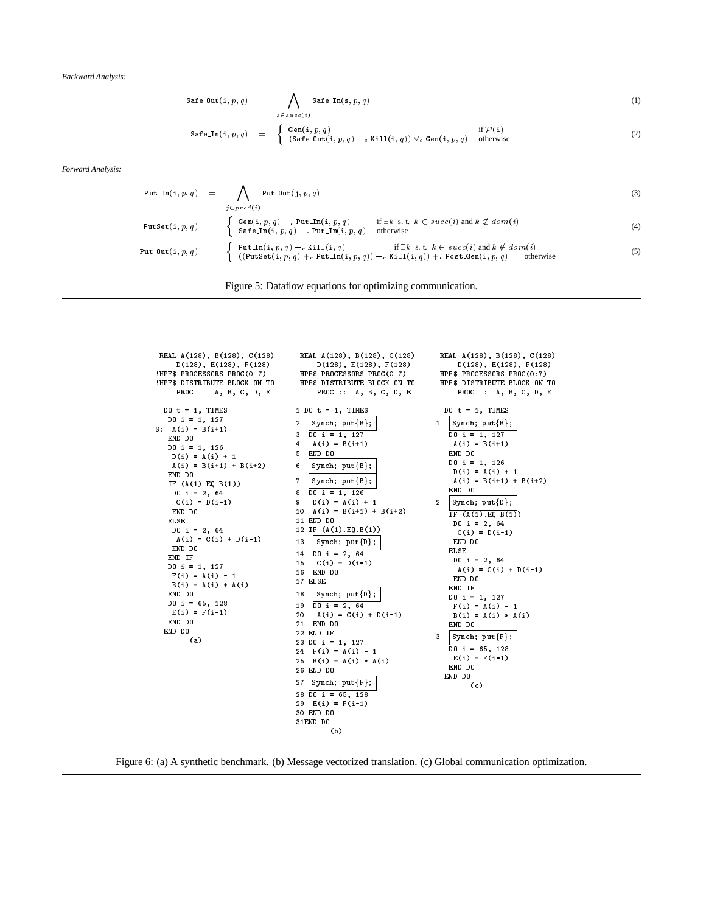*Backward Analysis:*

$$\texttt{Safe\_Out}(\texttt{i}, p, q) \;=\; \bigwedge_{s \in succ(i)} \texttt{Safe\_In}(\texttt{s}, p, q) \tag{1}$$

$$\texttt{Safe\_In}(\texttt{i}, p, q) \;=\; \begin{cases} \texttt{Gen}(\texttt{i}, p, q) & \text{if } \mathcal{P}(\texttt{i}) \\ (\texttt{Safe\_Out}(\texttt{i}, p, q) -_c \texttt{Kill}(\texttt{i}, q)) \vee_c \texttt{Gen}(\texttt{i}, p, q) & \text{otherwise} \end{cases} \tag{2}$$

*Forward Analysis:*

$$\texttt{Put\_In}(\texttt{i}, p, q) \;=\; \bigwedge_{j \in pred(i)} \texttt{Put\_Out}(\texttt{j}, p, q) \tag{3}$$

$$\texttt{PutSet}(\texttt{i}, p, q) \;=\; \begin{cases} \texttt{Gen}(\texttt{i}, p, q) -_c \texttt{Put\_In}(\texttt{i}, p, q) & \text{if } \exists k \text{ s. t. } k \in succ(i) \text{ and } k \notin dom(i) \\ \texttt{Safe\_In}(\texttt{i}, p, q) -_c \texttt{Put\_In}(\texttt{i}, p, q) & \text{otherwise} \end{cases} \tag{4}$$

$$\texttt{Put\_Out}(\texttt{i}, p, q) \;=\; \begin{cases} \texttt{Put\_In}(\texttt{i}, p, q) -_c \texttt{Kill}(\texttt{i}, q) & \text{if } \exists k \text{ s. t. } k \in succ(i) \text{ and } k \notin dom(i) \\ ((\texttt{PutSet}(\texttt{i}, p, q) +_c \texttt{Put\_In}(\texttt{i}, p, q)) -_c \texttt{Kill}(\texttt{i}, q)) +_c \texttt{Post\_Gen}(\texttt{i}, p, q) & \text{otherwise} \end{cases} \tag{5}$$

Figure 5: Dataflow equations for optimizing communication.

```
 REAL A(128), B(128), C(128)
     D(128), E(128), F(128)
!HPF$ PROCESSORS PROC(0:7)
!HPF$ DISTRIBUTE BLOCK ON TO
     PROC :: A, B, C, D, E

  DO t = 1, TIMES
   DO i = 1, 127
S:  A(i) = B(i+1)
   END DO
   DO i = 1, 126
    D(i) = A(i) + 1
    A(i) = B(i+1) + B(i+2)
   END DO
   IF (A(1).EQ.B(1))
    DO i = 2, 64
     C(i) = D(i-1)
    END DO
   ELSE
    DO i = 2, 64
     A(i) = C(i) + D(i-1)
    END DO
   END IF
   DO i = 1, 127
    F(i) = A(i) - 1
    B(i) = A(i) * A(i)
   END DO
   DO i = 65, 128
    E(i) = F(i-1)
   END DO
  END DO
       (a)
```

```
 REAL A(128), B(128), C(128)
     D(128), E(128), F(128)
!HPF$ PROCESSORS PROC(0:7)
!HPF$ DISTRIBUTE BLOCK ON TO
     PROC :: A, B, C, D, E

1 DO t = 1, TIMES
2  Synch; put{B};
3  DO i = 1, 127
4   A(i) = B(i+1)
5  END DO
6  Synch; put{B};
7  Synch; put{B};
8  DO i = 1, 126
9   D(i) = A(i) + 1
10  A(i) = B(i+1) + B(i+2)
11 END DO
12 IF (A(1).EQ.B(1))
13  Synch; put{D};
14  DO i = 2, 64
15   C(i) = D(i-1)
16  END DO
17 ELSE
18  Synch; put{D};
19  DO i = 2, 64
20   A(i) = C(i) + D(i-1)
21  END DO
22 END IF
23 DO i = 1, 127
24  F(i) = A(i) - 1
25  B(i) = A(i) * A(i)
26 END DO
27 Synch; put{F};
28 DO i = 65, 128
29  E(i) = F(i-1)
30 END DO
31END DO
       (b)
```

```
 REAL A(128), B(128), C(128)
     D(128), E(128), F(128)
!HPF$ PROCESSORS PROC(0:7)
!HPF$ DISTRIBUTE BLOCK ON TO
     PROC :: A, B, C, D, E

  DO t = 1, TIMES
1:  Synch; put{B};
   DO i = 1, 127
    A(i) = B(i+1)
   END DO
   DO i = 1, 126
    D(i) = A(i) + 1
    A(i) = B(i+1) + B(i+2)
   END DO
2:  Synch; put{D};
   IF (A(1).EQ.B(1))
    DO i = 2, 64
     C(i) = D(i-1)
    END DO
   ELSE
    DO i = 2, 64
     A(i) = C(i) + D(i-1)
    END DO
   END IF
   DO i = 1, 127
    F(i) = A(i) - 1
    B(i) = A(i) * A(i)
   END DO
3:  Synch; put{F};
   DO i = 65, 128
    E(i) = F(i-1)
   END DO
  END DO
       (c)
```

Figure 6: (a) A synthetic benchmark. (b) Message vectorized translation. (c) Global communication optimization.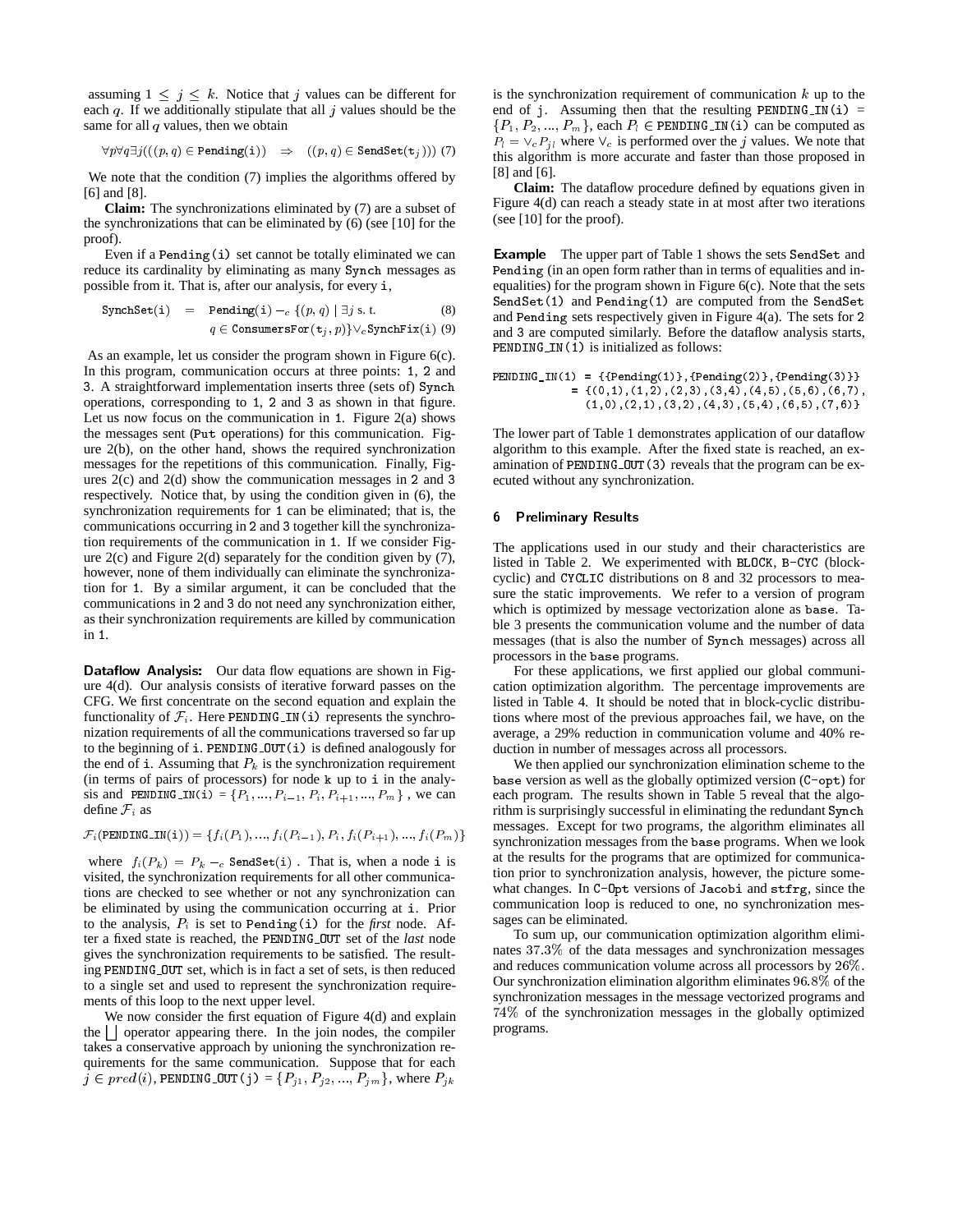assuming $1 \leq j \leq k$. Notice that $j$ values can be different for each $q$. If we additionally stipulate that all $j$ values should be the same for all $q$ values, then we obtain

$$\forall p \forall q \exists j (((p,q) \in \texttt{Pending}(\texttt{i})) \Rightarrow ((p,q) \in \texttt{SendSet}(\texttt{t}_j))) \quad (7)$$

We note that the condition (7) implies the algorithms offered by [6] and [8].

**Claim:** The synchronizations eliminated by (7) are a subset of the synchronizations that can be eliminated by (6) (see [10] for the proof).

Even if a `Pending(i)` set cannot be totally eliminated we can reduce its cardinality by eliminating as many `Synch` messages as possible from it. That is, after our analysis, for every `i`,

$$\texttt{SynchSet}(\texttt{i}) = \texttt{Pending}(\texttt{i}) -_c \{(p,q) \mid \exists j \text{ s. t.} \quad (8)$$

$$q \in \texttt{ConsumersFor}(\texttt{t}_j, p)\} \vee_c \texttt{SynchFix}(\texttt{i}) \quad (9)$$

As an example, let us consider the program shown in Figure 6(c). In this program, communication occurs at three points: 1, 2 and 3. A straightforward implementation inserts three (sets of) `Synch` operations, corresponding to 1, 2 and 3 as shown in that figure. Let us now focus on the communication in 1. Figure 2(a) shows the messages sent (`Put` operations) for this communication. Figure 2(b), on the other hand, shows the required synchronization messages for the repetitions of this communication. Finally, Figures 2(c) and 2(d) show the communication messages in 2 and 3 respectively. Notice that, by using the condition given in (6), the synchronization requirements for 1 can be eliminated; that is, the communications occurring in 2 and 3 together kill the synchronization requirements of the communication in 1. If we consider Figure 2(c) and Figure 2(d) separately for the condition given by (7), however, none of them individually can eliminate the synchronization for 1. By a similar argument, it can be concluded that the communications in 2 and 3 do not need any synchronization either, as their synchronization requirements are killed by communication in 1.

**Dataflow Analysis:** Our data flow equations are shown in Figure 4(d). Our analysis consists of iterative forward passes on the CFG. We first concentrate on the second equation and explain the functionality of $\mathcal{F}_i$. Here `PENDING_IN(i)` represents the synchronization requirements of all the communications traversed so far up to the beginning of `i`. `PENDING_OUT(i)` is defined analogously for the end of `i`. Assuming that $P_k$ is the synchronization requirement (in terms of pairs of processors) for node `k` up to `i` in the analysis and `PENDING_IN(i)` $= \{P_1, ..., P_{i-1}, P_i, P_{i+1}, ..., P_m\}$, we can define $\mathcal{F}_i$ as

$$\mathcal{F}_i(\texttt{PENDING\_IN(i)}) = \{f_i(P_1), ..., f_i(P_{i-1}), P_i, f_i(P_{i+1}), ..., f_i(P_m)\}$$

where $f_i(P_k) = P_k -_c$ `SendSet(i)`. That is, when a node `i` is visited, the synchronization requirements for all other communications are checked to see whether or not any synchronization can be eliminated by using the communication occurring at `i`. Prior to the analysis, $P_i$ is set to `Pending(i)` for the *first* node. After a fixed state is reached, the `PENDING_OUT` set of the *last* node gives the synchronization requirements to be satisfied. The resulting `PENDING_OUT` set, which is in fact a set of sets, is then reduced to a single set and used to represent the synchronization requirements of this loop to the next upper level.

We now consider the first equation of Figure 4(d) and explain the $\bigsqcup$ operator appearing there. In the join nodes, the compiler takes a conservative approach by unioning the synchronization requirements for the same communication. Suppose that for each $j \in pred(i)$, `PENDING_OUT(j)` $= \{P_{j1}, P_{j2}, ..., P_{jm}\}$, where $P_{jk}$ is the synchronization requirement of communication $k$ up to the end of `j`. Assuming then that the resulting `PENDING_IN(i)` $= \{P_1, P_2, ..., P_m\}$, each $P_l \in$ `PENDING_IN(i)` can be computed as $P_l = \vee_c P_{jl}$ where $\vee_c$ is performed over the $j$ values. We note that this algorithm is more accurate and faster than those proposed in [8] and [6].

**Claim:** The dataflow procedure defined by equations given in Figure 4(d) can reach a steady state in at most after two iterations (see [10] for the proof).

**Example** The upper part of Table 1 shows the sets `SendSet` and `Pending` (in an open form rather than in terms of equalities and inequalities) for the program shown in Figure 6(c). Note that the sets `SendSet(1)` and `Pending(1)` are computed from the `SendSet` and `Pending` sets respectively given in Figure 4(a). The sets for 2 and 3 are computed similarly. Before the dataflow analysis starts, `PENDING_IN(1)` is initialized as follows:

```
PENDING_IN(1) = {{Pending(1)},{Pending(2)},{Pending(3)}}
              = {(0,1),(1,2),(2,3),(3,4),(4,5),(5,6),(6,7),
                 (1,0),(2,1),(3,2),(4,3),(5,4),(6,5),(7,6)}
```

The lower part of Table 1 demonstrates application of our dataflow algorithm to this example. After the fixed state is reached, an examination of `PENDING_OUT(3)` reveals that the program can be executed without any synchronization.

## 6 Preliminary Results

The applications used in our study and their characteristics are listed in Table 2. We experimented with `BLOCK`, `B-CYC` (block-cyclic) and `CYCLIC` distributions on 8 and 32 processors to measure the static improvements. We refer to a version of program which is optimized by message vectorization alone as `base`. Table 3 presents the communication volume and the number of data messages (that is also the number of `Synch` messages) across all processors in the `base` programs.

For these applications, we first applied our global communication optimization algorithm. The percentage improvements are listed in Table 4. It should be noted that in block-cyclic distributions where most of the previous approaches fail, we have, on the average, a 29% reduction in communication volume and 40% reduction in number of messages across all processors.

We then applied our synchronization elimination scheme to the `base` version as well as the globally optimized version (`C-opt`) for each program. The results shown in Table 5 reveal that the algorithm is surprisingly successful in eliminating the redundant `Synch` messages. Except for two programs, the algorithm eliminates all synchronization messages from the `base` programs. When we look at the results for the programs that are optimized for communication prior to synchronization analysis, however, the picture somewhat changes. In `C-Opt` versions of `Jacobi` and `stfrg`, since the communication loop is reduced to one, no synchronization messages can be eliminated.

To sum up, our communication optimization algorithm eliminates $37.3\%$ of the data messages and synchronization messages and reduces communication volume across all processors by $26\%$. Our synchronization elimination algorithm eliminates $96.8\%$ of the synchronization messages in the message vectorized programs and $74\%$ of the synchronization messages in the globally optimized programs.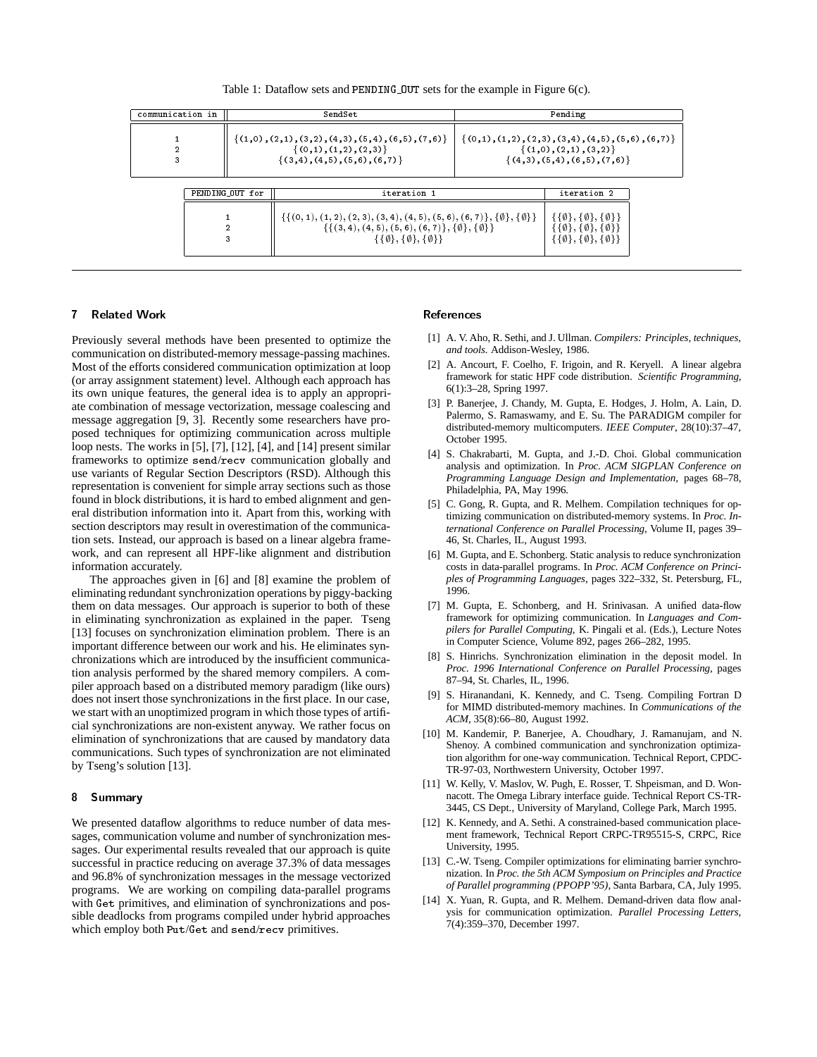Table 1: Dataflow sets and PENDING_OUT sets for the example in Figure 6(c).

| communication in | SendSet | Pending |
|---|---|---|
| 1 | {(1,0),(2,1),(3,2),(4,3),(5,4),(6,5),(7,6)} | {(0,1),(1,2),(2,3),(3,4),(4,5),(5,6),(6,7)} |
| 2 | {(0,1),(1,2),(2,3)} | {(1,0),(2,1),(3,2)} |
| 3 | {(3,4),(4,5),(5,6),(6,7)} | {(4,3),(5,4),(6,5),(7,6)} |

| PENDING_OUT for | iteration 1 | iteration 2 |
|---|---|---|
| 1 | $\{\{(0,1),(1,2),(2,3),(3,4),(4,5),(5,6),(6,7)\},\{\emptyset\},\{\emptyset\}\}$ | $\{\{\emptyset\},\{\emptyset\},\{\emptyset\}\}$ |
| 2 | $\{\{(3,4),(4,5),(5,6),(6,7)\},\{\emptyset\},\{\emptyset\}\}$ | $\{\{\emptyset\},\{\emptyset\},\{\emptyset\}\}$ |
| 3 | $\{\{\emptyset\},\{\emptyset\},\{\emptyset\}\}$ | $\{\{\emptyset\},\{\emptyset\},\{\emptyset\}\}$ |

## 7 Related Work

Previously several methods have been presented to optimize the communication on distributed-memory message-passing machines. Most of the efforts considered communication optimization at loop (or array assignment statement) level. Although each approach has its own unique features, the general idea is to apply an appropriate combination of message vectorization, message coalescing and message aggregation [9, 3]. Recently some researchers have proposed techniques for optimizing communication across multiple loop nests. The works in [5], [7], [12], [4], and [14] present similar frameworks to optimize send/recv communication globally and use variants of Regular Section Descriptors (RSD). Although this representation is convenient for simple array sections such as those found in block distributions, it is hard to embed alignment and general distribution information into it. Apart from this, working with section descriptors may result in overestimation of the communication sets. Instead, our approach is based on a linear algebra framework, and can represent all HPF-like alignment and distribution information accurately.

The approaches given in [6] and [8] examine the problem of eliminating redundant synchronization operations by piggy-backing them on data messages. Our approach is superior to both of these in eliminating synchronization as explained in the paper. Tseng [13] focuses on synchronization elimination problem. There is an important difference between our work and his. He eliminates synchronizations which are introduced by the insufficient communication analysis performed by the shared memory compilers. A compiler approach based on a distributed memory paradigm (like ours) does not insert those synchronizations in the first place. In our case, we start with an unoptimized program in which those types of artificial synchronizations are non-existent anyway. We rather focus on elimination of synchronizations that are caused by mandatory data communications. Such types of synchronization are not eliminated by Tseng's solution [13].

## 8 Summary

We presented dataflow algorithms to reduce number of data messages, communication volume and number of synchronization messages. Our experimental results revealed that our approach is quite successful in practice reducing on average 37.3% of data messages and 96.8% of synchronization messages in the message vectorized programs. We are working on compiling data-parallel programs with Get primitives, and elimination of synchronizations and possible deadlocks from programs compiled under hybrid approaches which employ both Put/Get and send/recv primitives.

## References

[1] A. V. Aho, R. Sethi, and J. Ullman. *Compilers: Principles, techniques, and tools.* Addison-Wesley, 1986.

[2] A. Ancourt, F. Coelho, F. Irigoin, and R. Keryell. A linear algebra framework for static HPF code distribution. *Scientific Programming*, 6(1):3–28, Spring 1997.

[3] P. Banerjee, J. Chandy, M. Gupta, E. Hodges, J. Holm, A. Lain, D. Palermo, S. Ramaswamy, and E. Su. The PARADIGM compiler for distributed-memory multicomputers. *IEEE Computer*, 28(10):37–47, October 1995.

[4] S. Chakrabarti, M. Gupta, and J.-D. Choi. Global communication analysis and optimization. In *Proc. ACM SIGPLAN Conference on Programming Language Design and Implementation*, pages 68–78, Philadelphia, PA, May 1996.

[5] C. Gong, R. Gupta, and R. Melhem. Compilation techniques for optimizing communication on distributed-memory systems. In *Proc. International Conference on Parallel Processing*, Volume II, pages 39–46, St. Charles, IL, August 1993.

[6] M. Gupta, and E. Schonberg. Static analysis to reduce synchronization costs in data-parallel programs. In *Proc. ACM Conference on Principles of Programming Languages*, pages 322–332, St. Petersburg, FL, 1996.

[7] M. Gupta, E. Schonberg, and H. Srinivasan. A unified data-flow framework for optimizing communication. In *Languages and Compilers for Parallel Computing*, K. Pingali et al. (Eds.), Lecture Notes in Computer Science, Volume 892, pages 266–282, 1995.

[8] S. Hinrichs. Synchronization elimination in the deposit model. In *Proc. 1996 International Conference on Parallel Processing*, pages 87–94, St. Charles, IL, 1996.

[9] S. Hiranandani, K. Kennedy, and C. Tseng. Compiling Fortran D for MIMD distributed-memory machines. In *Communications of the ACM*, 35(8):66–80, August 1992.

[10] M. Kandemir, P. Banerjee, A. Choudhary, J. Ramanujam, and N. Shenoy. A combined communication and synchronization optimization algorithm for one-way communication. Technical Report, CPDC-TR-97-03, Northwestern University, October 1997.

[11] W. Kelly, V. Maslov, W. Pugh, E. Rosser, T. Shpeisman, and D. Wonnacott. The Omega Library interface guide. Technical Report CS-TR-3445, CS Dept., University of Maryland, College Park, March 1995.

[12] K. Kennedy, and A. Sethi. A constrained-based communication placement framework, Technical Report CRPC-TR95515-S, CRPC, Rice University, 1995.

[13] C.-W. Tseng. Compiler optimizations for eliminating barrier synchronization. In *Proc. the 5th ACM Symposium on Principles and Practice of Parallel programming (PPOPP'95)*, Santa Barbara, CA, July 1995.

[14] X. Yuan, R. Gupta, and R. Melhem. Demand-driven data flow analysis for communication optimization. *Parallel Processing Letters*, 7(4):359–370, December 1997.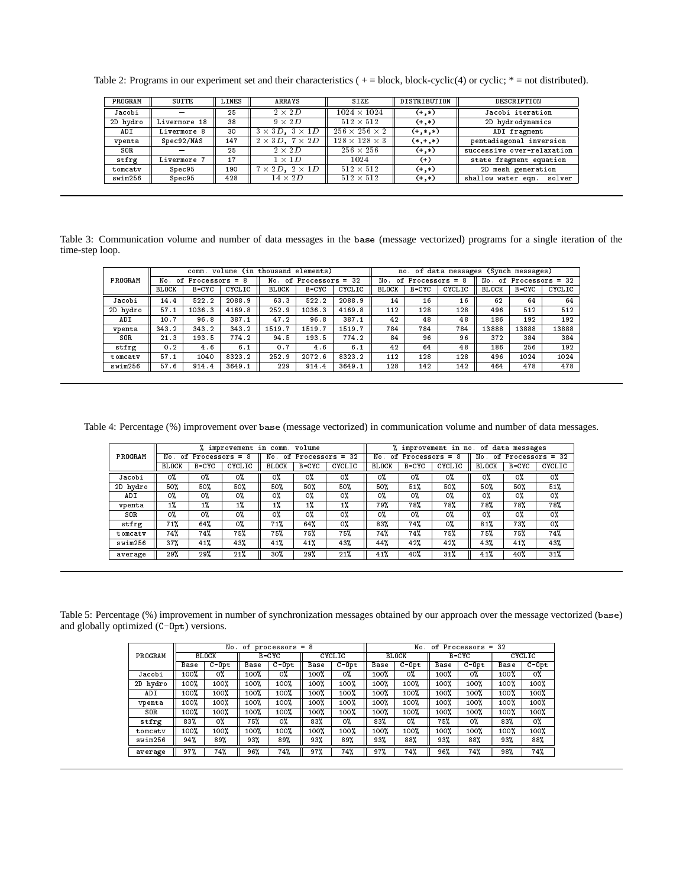Table 2: Programs in our experiment set and their characteristics ( + = block, block-cyclic(4) or cyclic; * = not distributed).

| PROGRAM | SUITE | LINES | ARRAYS | SIZE | DISTRIBUTION | DESCRIPTION |
|---|---|---|---|---|---|---|
| Jacobi | — | 25 | $2 \times 2D$ | $1024 \times 1024$ | (+,*) | Jacobi iteration |
| 2D hydro | Livermore 18 | 38 | $9 \times 2D$ | $512 \times 512$ | (+,*) | 2D hydrodynamics |
| ADI | Livermore 8 | 30 | $3 \times 3D,\ 3 \times 1D$ | $256 \times 256 \times 2$ | (+,*,*) | ADI fragment |
| vpenta | Spec92/NAS | 147 | $2 \times 3D,\ 7 \times 2D$ | $128 \times 128 \times 3$ | (*,+,*) | pentadiagonal inversion |
| SOR | — | 25 | $2 \times 2D$ | $256 \times 256$ | (+,*) | successive over-relaxation |
| stfrg | Livermore 7 | 17 | $1 \times 1D$ | 1024 | (+) | state fragment equation |
| tomcatv | Spec95 | 190 | $7 \times 2D,\ 2 \times 1D$ | $512 \times 512$ | (+,*) | 2D mesh generation |
| swim256 | Spec95 | 428 | $14 \times 2D$ | $512 \times 512$ | (+,*) | shallow water eqn. solver |

Table 3: Communication volume and number of data messages in the base (message vectorized) programs for a single iteration of the time-step loop.

| PROGRAM | comm. volume (in thousand elements) | | | | | | no. of data messages (Synch messages) | | | | | |
|---|---|---|---|---|---|---|---|---|---|---|---|---|
| | No. of Processors = 8 | | | No. of Processors = 32 | | | No. of Processors = 8 | | | No. of Processors = 32 | | |
| | BLOCK | B-CYC | CYCLIC | BLOCK | B-CYC | CYCLIC | BLOCK | B-CYC | CYCLIC | BLOCK | B-CYC | CYCLIC |
| Jacobi | 14.4 | 522.2 | 2088.9 | 63.3 | 522.2 | 2088.9 | 14 | 16 | 16 | 62 | 64 | 64 |
| 2D hydro | 57.1 | 1036.3 | 4169.8 | 252.9 | 1036.3 | 4169.8 | 112 | 128 | 128 | 496 | 512 | 512 |
| ADI | 10.7 | 96.8 | 387.1 | 47.2 | 96.8 | 387.1 | 42 | 48 | 48 | 186 | 192 | 192 |
| vpenta | 343.2 | 343.2 | 343.2 | 1519.7 | 1519.7 | 1519.7 | 784 | 784 | 784 | 13888 | 13888 | 13888 |
| SOR | 21.3 | 193.5 | 774.2 | 94.5 | 193.5 | 774.2 | 84 | 96 | 96 | 372 | 384 | 384 |
| stfrg | 0.2 | 4.6 | 6.1 | 0.7 | 4.6 | 6.1 | 42 | 64 | 48 | 186 | 256 | 192 |
| tomcatv | 57.1 | 1040 | 8323.2 | 252.9 | 2072.6 | 8323.2 | 112 | 128 | 128 | 496 | 1024 | 1024 |
| swim256 | 57.6 | 914.4 | 3649.1 | 229 | 914.4 | 3649.1 | 128 | 142 | 142 | 464 | 478 | 478 |

Table 4: Percentage (%) improvement over base (message vectorized) in communication volume and number of data messages.

| PROGRAM | % improvement in comm. volume | | | | | | % improvement in no. of data messages | | | | | |
|---|---|---|---|---|---|---|---|---|---|---|---|---|
| | No. of Processors = 8 | | | No. of Processors = 32 | | | No. of Processors = 8 | | | No. of Processors = 32 | | |
| | BLOCK | B-CYC | CYCLIC | BLOCK | B-CYC | CYCLIC | BLOCK | B-CYC | CYCLIC | BLOCK | B-CYC | CYCLIC |
| Jacobi | 0% | 0% | 0% | 0% | 0% | 0% | 0% | 0% | 0% | 0% | 0% | 0% |
| 2D hydro | 50% | 50% | 50% | 50% | 50% | 50% | 50% | 51% | 50% | 50% | 50% | 51% |
| ADI | 0% | 0% | 0% | 0% | 0% | 0% | 0% | 0% | 0% | 0% | 0% | 0% |
| vpenta | 1% | 1% | 1% | 1% | 1% | 1% | 79% | 78% | 78% | 78% | 78% | 78% |
| SOR | 0% | 0% | 0% | 0% | 0% | 0% | 0% | 0% | 0% | 0% | 0% | 0% |
| stfrg | 71% | 64% | 0% | 71% | 64% | 0% | 83% | 74% | 0% | 81% | 73% | 0% |
| tomcatv | 74% | 74% | 75% | 75% | 75% | 75% | 74% | 74% | 75% | 75% | 75% | 74% |
| swim256 | 37% | 41% | 43% | 41% | 41% | 43% | 44% | 42% | 42% | 43% | 41% | 43% |
| average | 29% | 29% | 21% | 30% | 29% | 21% | 41% | 40% | 31% | 41% | 40% | 31% |

Table 5: Percentage (%) improvement in number of synchronization messages obtained by our approach over the message vectorized (base) and globally optimized (C-Opt) versions.

| PROGRAM | No. of processors = 8 | | | | | | No. of Processors = 32 | | | | | |
|---|---|---|---|---|---|---|---|---|---|---|---|---|
| | BLOCK | | B-CYC | | CYCLIC | | BLOCK | | B-CYC | | CYCLIC | |
| | Base | C-Opt | Base | C-Opt | Base | C-Opt | Base | C-Opt | Base | C-Opt | Base | C-Opt |
| Jacobi | 100% | 0% | 100% | 0% | 100% | 0% | 100% | 0% | 100% | 0% | 100% | 0% |
| 2D hydro | 100% | 100% | 100% | 100% | 100% | 100% | 100% | 100% | 100% | 100% | 100% | 100% |
| ADI | 100% | 100% | 100% | 100% | 100% | 100% | 100% | 100% | 100% | 100% | 100% | 100% |
| vpenta | 100% | 100% | 100% | 100% | 100% | 100% | 100% | 100% | 100% | 100% | 100% | 100% |
| SOR | 100% | 100% | 100% | 100% | 100% | 100% | 100% | 100% | 100% | 100% | 100% | 100% |
| stfrg | 83% | 0% | 75% | 0% | 83% | 0% | 83% | 0% | 75% | 0% | 83% | 0% |
| tomcatv | 100% | 100% | 100% | 100% | 100% | 100% | 100% | 100% | 100% | 100% | 100% | 100% |
| swim256 | 94% | 89% | 93% | 89% | 93% | 89% | 93% | 88% | 93% | 88% | 93% | 88% |
| average | 97% | 74% | 96% | 74% | 97% | 74% | 97% | 74% | 96% | 74% | 98% | 74% |